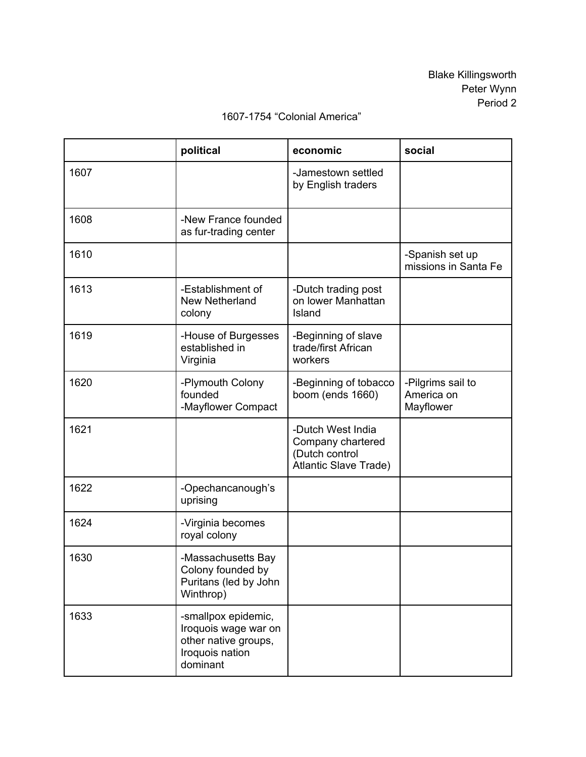Blake Killingsworth
Peter Wynn
Period 2

1607-1754 "Colonial America"

| | **political** | **economic** | **social** |
|---|---|---|---|
| 1607 | | -Jamestown settled by English traders | |
| 1608 | -New France founded as fur-trading center | | |
| 1610 | | | -Spanish set up missions in Santa Fe |
| 1613 | -Establishment of New Netherland colony | -Dutch trading post on lower Manhattan Island | |
| 1619 | -House of Burgesses established in Virginia | -Beginning of slave trade/first African workers | |
| 1620 | -Plymouth Colony founded<br>-Mayflower Compact | -Beginning of tobacco boom (ends 1660) | -Pilgrims sail to America on Mayflower |
| 1621 | | -Dutch West India Company chartered (Dutch control Atlantic Slave Trade) | |
| 1622 | -Opechancanough's uprising | | |
| 1624 | -Virginia becomes royal colony | | |
| 1630 | -Massachusetts Bay Colony founded by Puritans (led by John Winthrop) | | |
| 1633 | -smallpox epidemic, Iroquois wage war on other native groups, Iroquois nation dominant | | |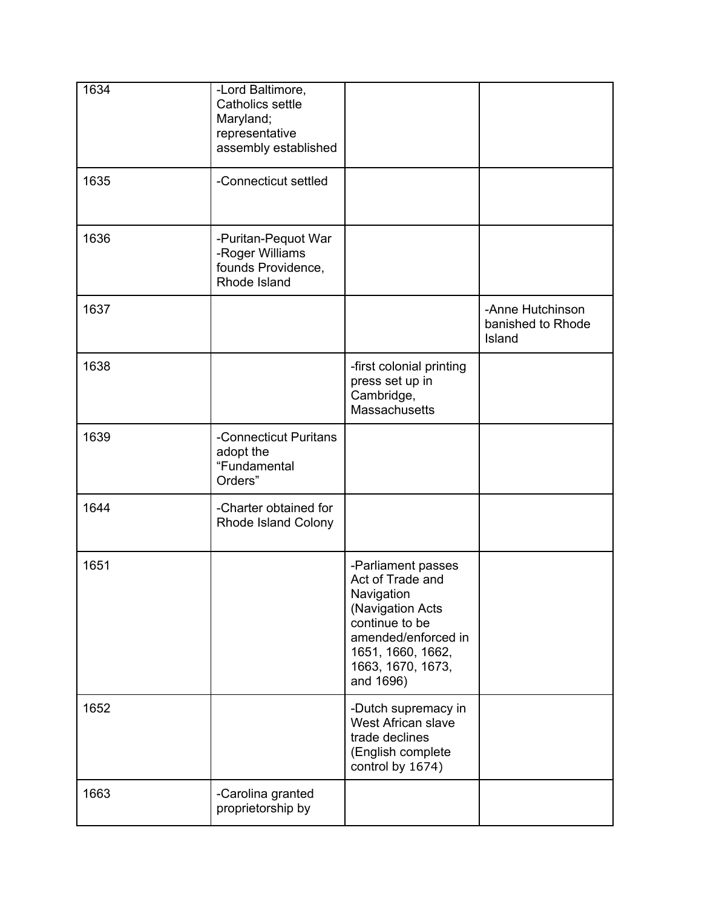| | | | |
|---|---|---|---|
| 1634 | -Lord Baltimore, Catholics settle Maryland; representative assembly established | | |
| 1635 | -Connecticut settled | | |
| 1636 | -Puritan-Pequot War<br>-Roger Williams founds Providence, Rhode Island | | |
| 1637 | | | -Anne Hutchinson banished to Rhode Island |
| 1638 | | -first colonial printing press set up in Cambridge, Massachusetts | |
| 1639 | -Connecticut Puritans adopt the "Fundamental Orders" | | |
| 1644 | -Charter obtained for Rhode Island Colony | | |
| 1651 | | -Parliament passes Act of Trade and Navigation (Navigation Acts continue to be amended/enforced in 1651, 1660, 1662, 1663, 1670, 1673, and 1696) | |
| 1652 | | -Dutch supremacy in West African slave trade declines (English complete control by 1674) | |
| 1663 | -Carolina granted proprietorship by | | |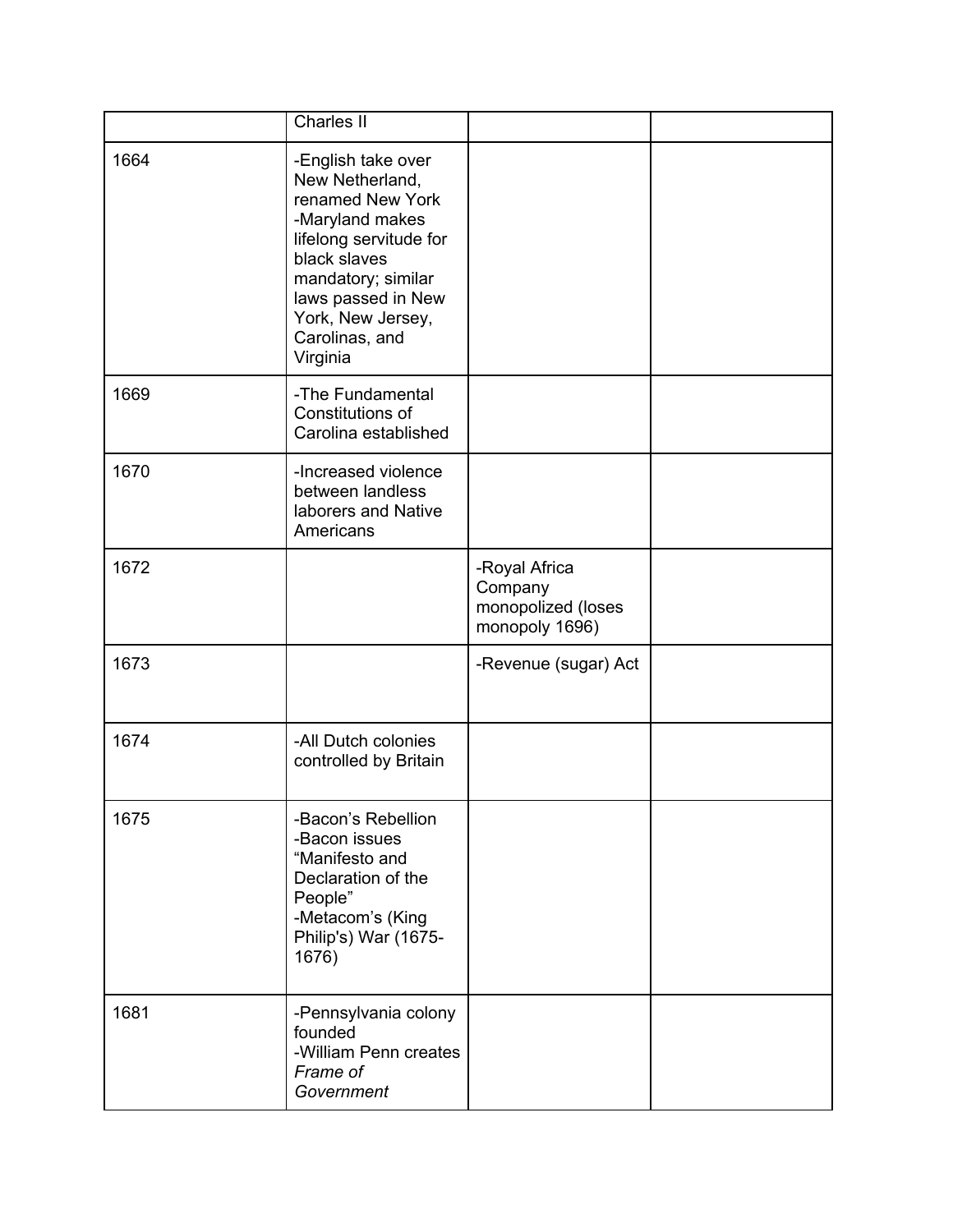| | | | |
|---|---|---|---|
| | Charles II | | |
| 1664 | -English take over New Netherland, renamed New York<br>-Maryland makes lifelong servitude for black slaves mandatory; similar laws passed in New York, New Jersey, Carolinas, and Virginia | | |
| 1669 | -The Fundamental Constitutions of Carolina established | | |
| 1670 | -Increased violence between landless laborers and Native Americans | | |
| 1672 | | -Royal Africa Company monopolized (loses monopoly 1696) | |
| 1673 | | -Revenue (sugar) Act | |
| 1674 | -All Dutch colonies controlled by Britain | | |
| 1675 | -Bacon's Rebellion<br>-Bacon issues "Manifesto and Declaration of the People"<br>-Metacom's (King Philip's) War (1675-1676) | | |
| 1681 | -Pennsylvania colony founded<br>-William Penn creates *Frame of Government* | | |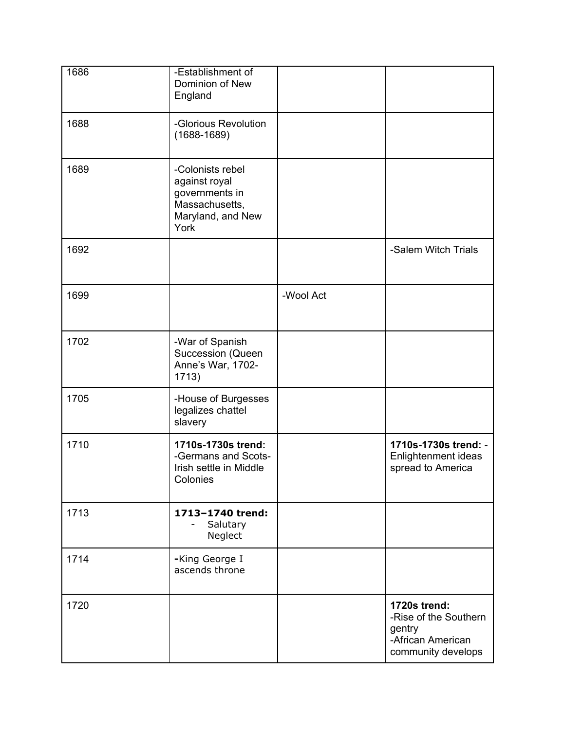| | | | |
|---|---|---|---|
| 1686 | -Establishment of Dominion of New England | | |
| 1688 | -Glorious Revolution (1688-1689) | | |
| 1689 | -Colonists rebel against royal governments in Massachusetts, Maryland, and New York | | |
| 1692 | | | -Salem Witch Trials |
| 1699 | | -Wool Act | |
| 1702 | -War of Spanish Succession (Queen Anne's War, 1702-1713) | | |
| 1705 | -House of Burgesses legalizes chattel slavery | | |
| 1710 | **1710s-1730s trend:** -Germans and Scots-Irish settle in Middle Colonies | | **1710s-1730s trend:** -Enlightenment ideas spread to America |
| 1713 | **1713–1740 trend:**<br>- Salutary Neglect | | |
| 1714 | -King George I ascends throne | | |
| 1720 | | | **1720s trend:**<br>-Rise of the Southern gentry<br>-African American community develops |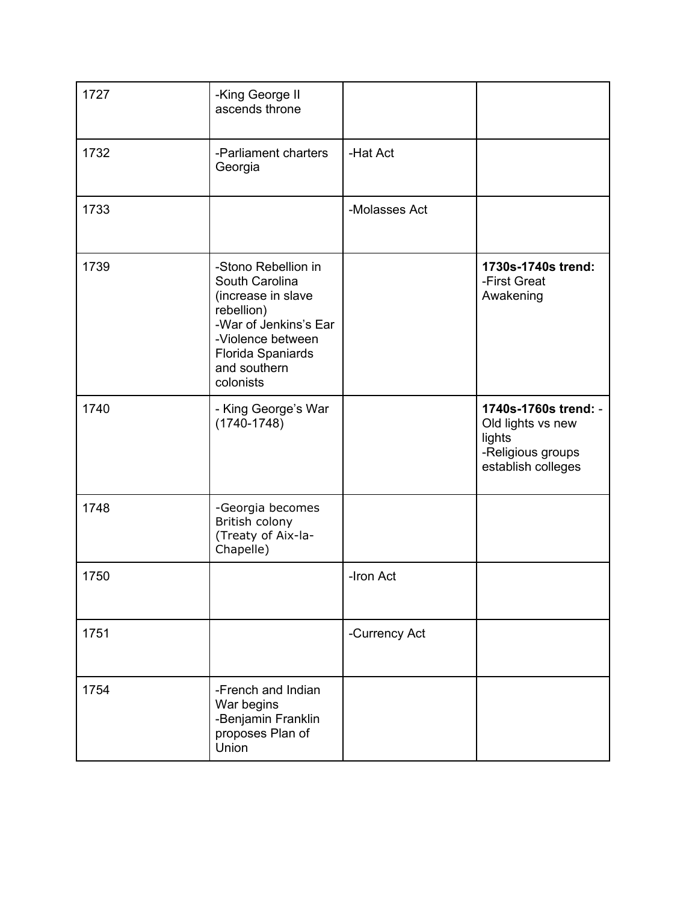| | | | |
|---|---|---|---|
| 1727 | -King George II ascends throne | | |
| 1732 | -Parliament charters Georgia | -Hat Act | |
| 1733 | | -Molasses Act | |
| 1739 | -Stono Rebellion in South Carolina (increase in slave rebellion)<br>-War of Jenkins's Ear<br>-Violence between Florida Spaniards and southern colonists | | **1730s-1740s trend:**<br>-First Great Awakening |
| 1740 | - King George's War (1740-1748) | | **1740s-1760s trend:** -Old lights vs new lights<br>-Religious groups establish colleges |
| 1748 | -Georgia becomes British colony (Treaty of Aix-la-Chapelle) | | |
| 1750 | | -Iron Act | |
| 1751 | | -Currency Act | |
| 1754 | -French and Indian War begins<br>-Benjamin Franklin proposes Plan of Union | | |